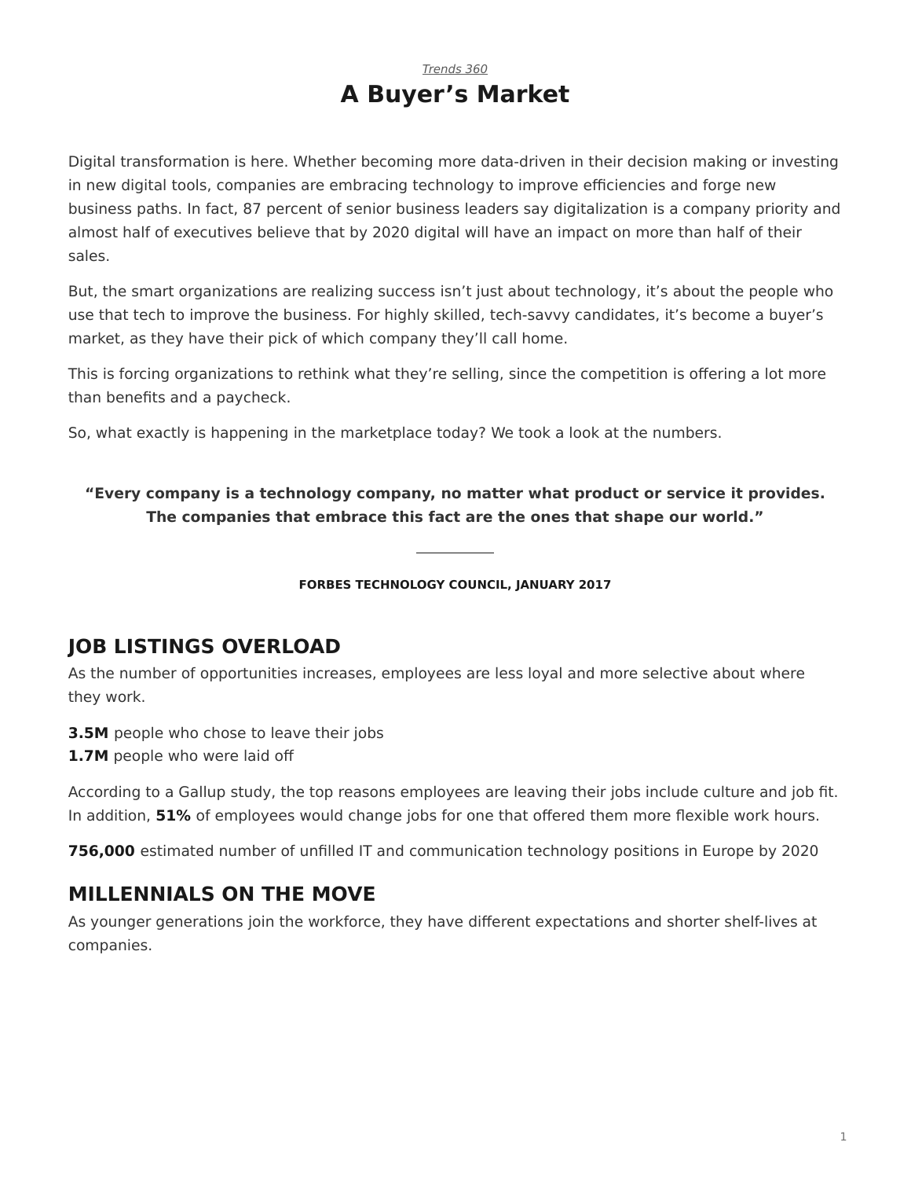*Trends 360*

# A Buyer's Market

Digital transformation is here. Whether becoming more data-driven in their decision making or investing in new digital tools, companies are embracing technology to improve efficiencies and forge new business paths. In fact, 87 percent of senior business leaders say digitalization is a company priority and almost half of executives believe that by 2020 digital will have an impact on more than half of their sales.

But, the smart organizations are realizing success isn't just about technology, it's about the people who use that tech to improve the business. For highly skilled, tech-savvy candidates, it's become a buyer's market, as they have their pick of which company they'll call home.

This is forcing organizations to rethink what they're selling, since the competition is offering a lot more than benefits and a paycheck.

So, what exactly is happening in the marketplace today? We took a look at the numbers.

> **"Every company is a technology company, no matter what product or service it provides. The companies that embrace this fact are the ones that shape our world."**
>
> **FORBES TECHNOLOGY COUNCIL, JANUARY 2017**

## JOB LISTINGS OVERLOAD

As the number of opportunities increases, employees are less loyal and more selective about where they work.

**3.5M** people who chose to leave their jobs
**1.7M** people who were laid off

According to a Gallup study, the top reasons employees are leaving their jobs include culture and job fit. In addition, **51%** of employees would change jobs for one that offered them more flexible work hours.

**756,000** estimated number of unfilled IT and communication technology positions in Europe by 2020

## MILLENNIALS ON THE MOVE

As younger generations join the workforce, they have different expectations and shorter shelf-lives at companies.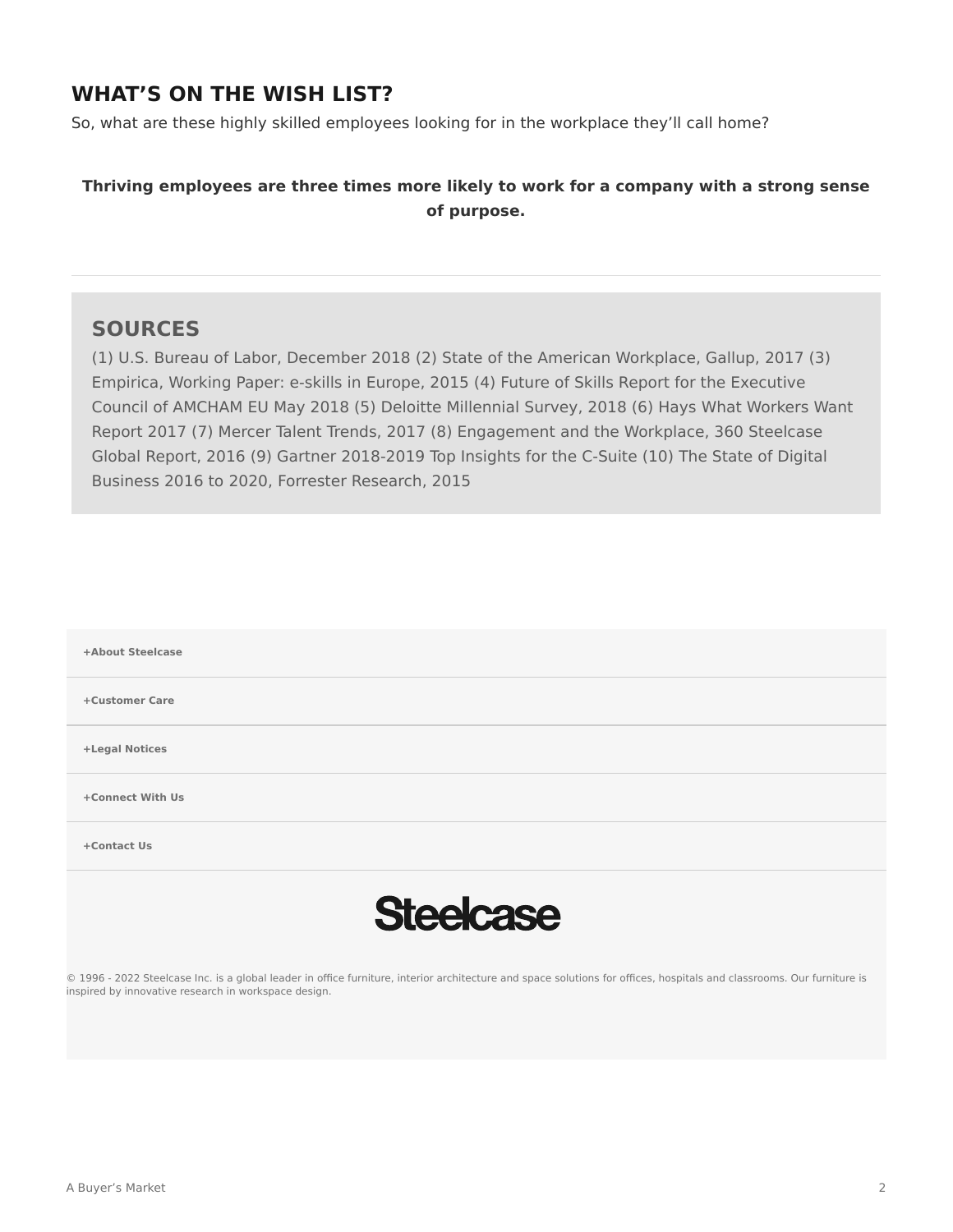## WHAT'S ON THE WISH LIST?

So, what are these highly skilled employees looking for in the workplace they'll call home?

**Thriving employees are three times more likely to work for a company with a strong sense of purpose.**

---

### SOURCES

(1) U.S. Bureau of Labor, December 2018 (2) State of the American Workplace, Gallup, 2017 (3) Empirica, Working Paper: e-skills in Europe, 2015 (4) Future of Skills Report for the Executive Council of AMCHAM EU May 2018 (5) Deloitte Millennial Survey, 2018 (6) Hays What Workers Want Report 2017 (7) Mercer Talent Trends, 2017 (8) Engagement and the Workplace, 360 Steelcase Global Report, 2016 (9) Gartner 2018-2019 Top Insights for the C-Suite (10) The State of Digital Business 2016 to 2020, Forrester Research, 2015

**+About Steelcase**

**+Customer Care**

**+Legal Notices**

**+Connect With Us**

**+Contact Us**

Steelcase

© 1996 - 2022 Steelcase Inc. is a global leader in office furniture, interior architecture and space solutions for offices, hospitals and classrooms. Our furniture is inspired by innovative research in workspace design.